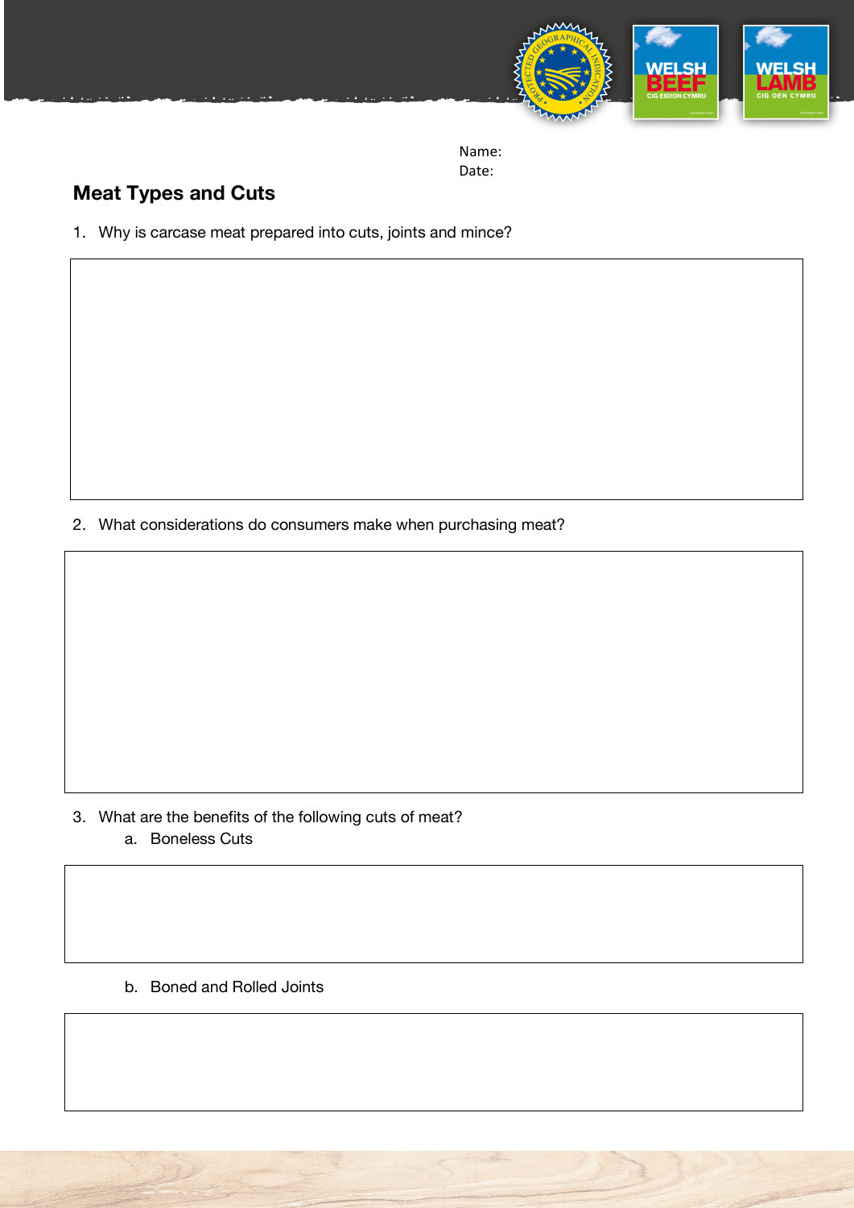Name:
Date:

## Meat Types and Cuts

1. Why is carcase meat prepared into cuts, joints and mince?

2. What considerations do consumers make when purchasing meat?

3. What are the benefits of the following cuts of meat?
   a. Boneless Cuts

   b. Boned and Rolled Joints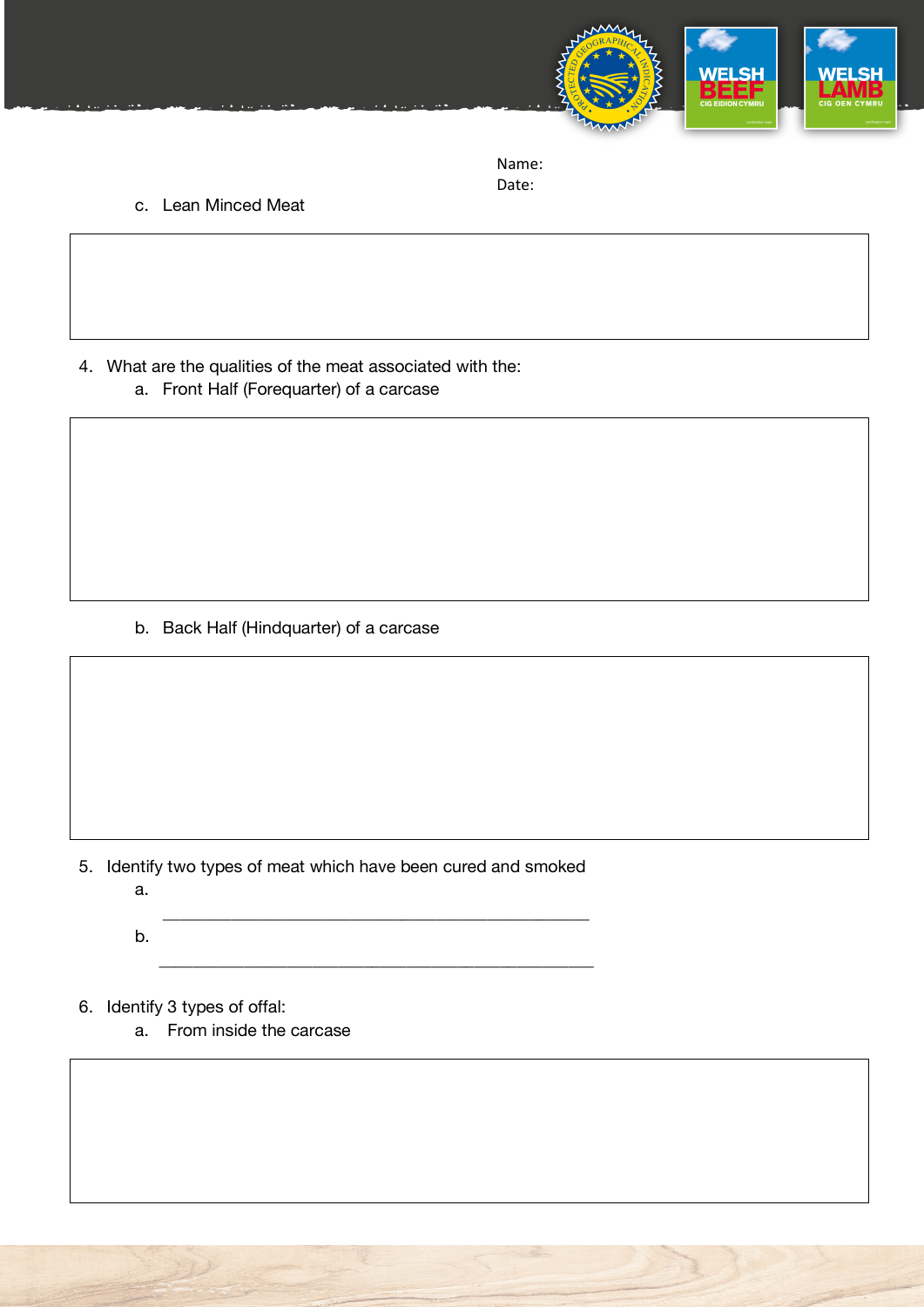Name:
Date:

c. Lean Minced Meat

4. What are the qualities of the meat associated with the:
   a. Front Half (Forequarter) of a carcase

   b. Back Half (Hindquarter) of a carcase

5. Identify two types of meat which have been cured and smoked
   a. ______________________________________________
   b. ______________________________________________

6. Identify 3 types of offal:
   a. From inside the carcase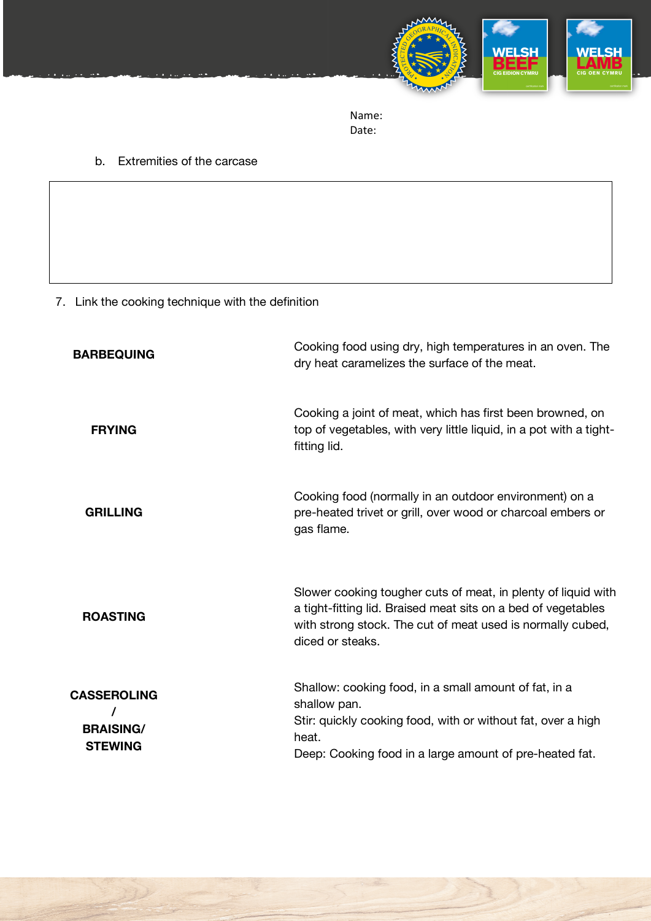Name:
Date:

b. Extremities of the carcase

7. Link the cooking technique with the definition

| | |
|---|---|
| **BARBEQUING** | Cooking food using dry, high temperatures in an oven. The dry heat caramelizes the surface of the meat. |
| **FRYING** | Cooking a joint of meat, which has first been browned, on top of vegetables, with very little liquid, in a pot with a tight-fitting lid. |
| **GRILLING** | Cooking food (normally in an outdoor environment) on a pre-heated trivet or grill, over wood or charcoal embers or gas flame. |
| **ROASTING** | Slower cooking tougher cuts of meat, in plenty of liquid with a tight-fitting lid. Braised meat sits on a bed of vegetables with strong stock. The cut of meat used is normally cubed, diced or steaks. |
| **CASSEROLING / BRAISING/ STEWING** | Shallow: cooking food, in a small amount of fat, in a shallow pan.<br>Stir: quickly cooking food, with or without fat, over a high heat.<br>Deep: Cooking food in a large amount of pre-heated fat. |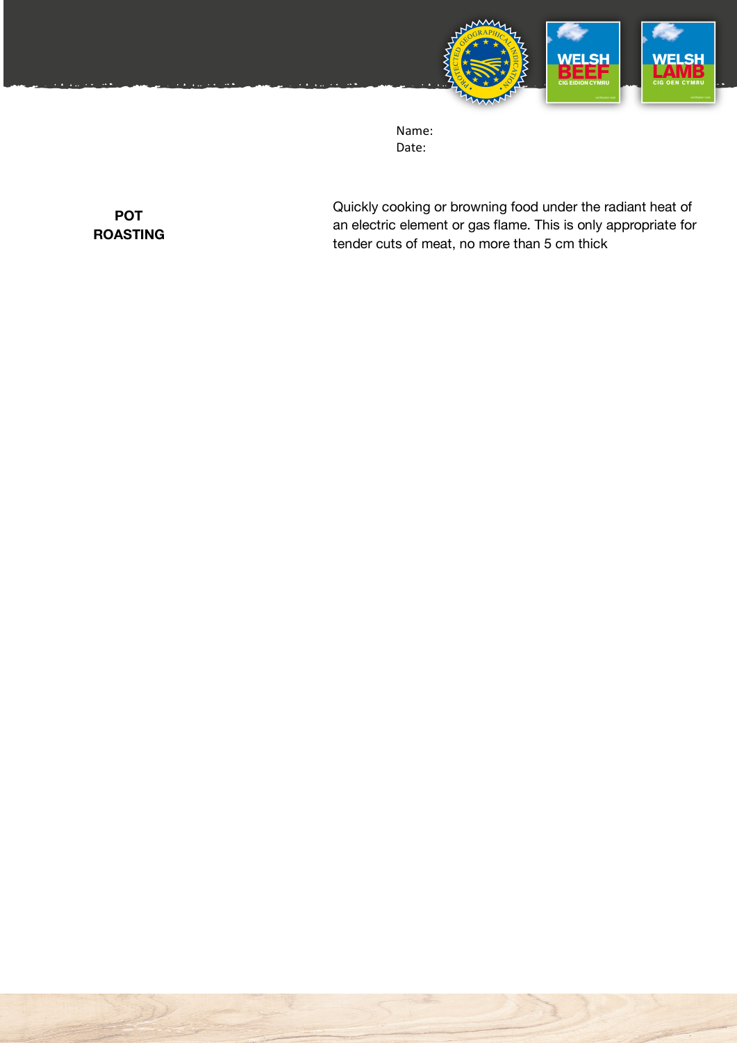Name:
Date:

| | |
|---|---|
| **POT ROASTING** | Quickly cooking or browning food under the radiant heat of an electric element or gas flame. This is only appropriate for tender cuts of meat, no more than 5 cm thick |